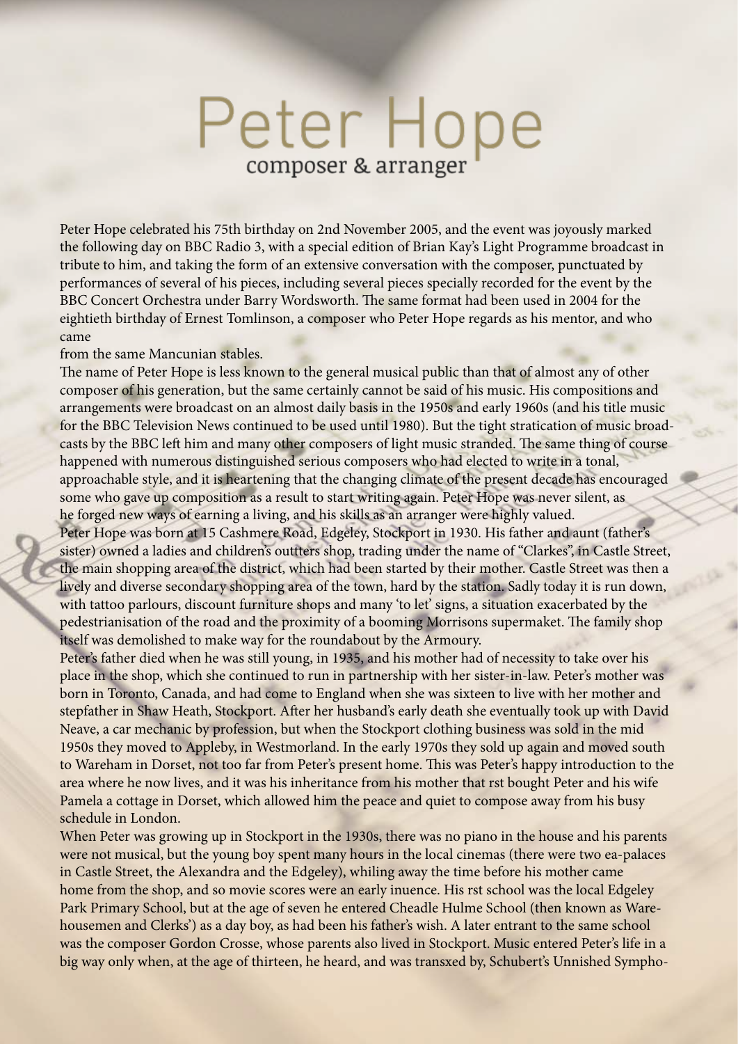# Peter Hope

composer & arranger

Peter Hope celebrated his 75th birthday on 2nd November 2005, and the event was joyously marked the following day on BBC Radio 3, with a special edition of Brian Kay's Light Programme broadcast in tribute to him, and taking the form of an extensive conversation with the composer, punctuated by performances of several of his pieces, including several pieces specially recorded for the event by the BBC Concert Orchestra under Barry Wordsworth. The same format had been used in 2004 for the eightieth birthday of Ernest Tomlinson, a composer who Peter Hope regards as his mentor, and who came
from the same Mancunian stables.

The name of Peter Hope is less known to the general musical public than that of almost any of other composer of his generation, but the same certainly cannot be said of his music. His compositions and arrangements were broadcast on an almost daily basis in the 1950s and early 1960s (and his title music for the BBC Television News continued to be used until 1980). But the tight stratication of music broadcasts by the BBC left him and many other composers of light music stranded. The same thing of course happened with numerous distinguished serious composers who had elected to write in a tonal, approachable style, and it is heartening that the changing climate of the present decade has encouraged some who gave up composition as a result to start writing again. Peter Hope was never silent, as he forged new ways of earning a living, and his skills as an arranger were highly valued.

Peter Hope was born at 15 Cashmere Road, Edgeley, Stockport in 1930. His father and aunt (father's sister) owned a ladies and children's outtters shop, trading under the name of "Clarkes", in Castle Street, the main shopping area of the district, which had been started by their mother. Castle Street was then a lively and diverse secondary shopping area of the town, hard by the station. Sadly today it is run down, with tattoo parlours, discount furniture shops and many 'to let' signs, a situation exacerbated by the pedestrianisation of the road and the proximity of a booming Morrisons supermaket. The family shop itself was demolished to make way for the roundabout by the Armoury.

Peter's father died when he was still young, in 1935, and his mother had of necessity to take over his place in the shop, which she continued to run in partnership with her sister-in-law. Peter's mother was born in Toronto, Canada, and had come to England when she was sixteen to live with her mother and stepfather in Shaw Heath, Stockport. After her husband's early death she eventually took up with David Neave, a car mechanic by profession, but when the Stockport clothing business was sold in the mid 1950s they moved to Appleby, in Westmorland. In the early 1970s they sold up again and moved south to Wareham in Dorset, not too far from Peter's present home. This was Peter's happy introduction to the area where he now lives, and it was his inheritance from his mother that rst bought Peter and his wife Pamela a cottage in Dorset, which allowed him the peace and quiet to compose away from his busy schedule in London.

When Peter was growing up in Stockport in the 1930s, there was no piano in the house and his parents were not musical, but the young boy spent many hours in the local cinemas (there were two ea-palaces in Castle Street, the Alexandra and the Edgeley), whiling away the time before his mother came home from the shop, and so movie scores were an early inuence. His rst school was the local Edgeley Park Primary School, but at the age of seven he entered Cheadle Hulme School (then known as Warehousemen and Clerks') as a day boy, as had been his father's wish. A later entrant to the same school was the composer Gordon Crosse, whose parents also lived in Stockport. Music entered Peter's life in a big way only when, at the age of thirteen, he heard, and was transxed by, Schubert's Unnished Sympho-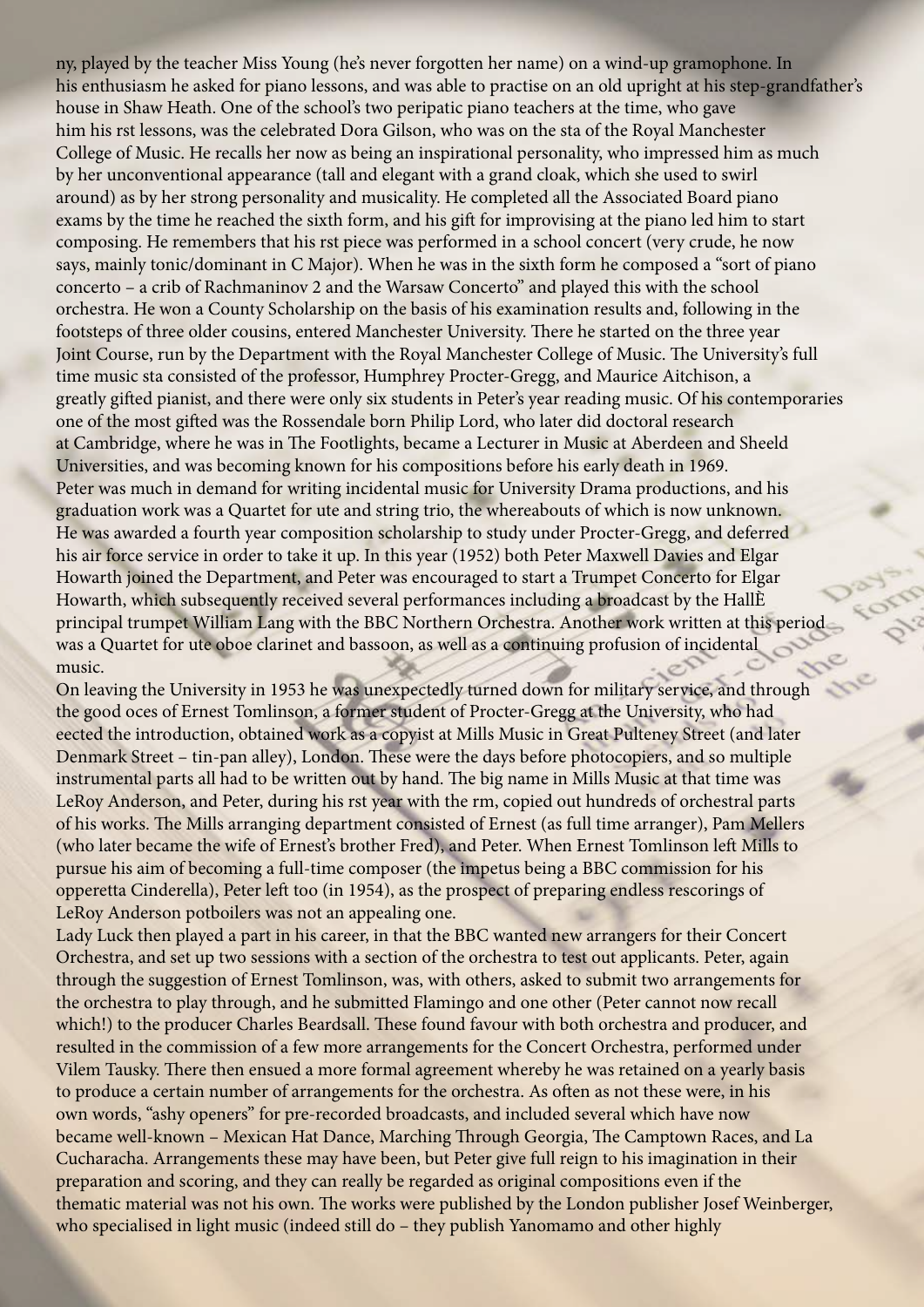ny, played by the teacher Miss Young (he's never forgotten her name) on a wind-up gramophone. In his enthusiasm he asked for piano lessons, and was able to practise on an old upright at his step-grandfather's house in Shaw Heath. One of the school's two peripatic piano teachers at the time, who gave him his rst lessons, was the celebrated Dora Gilson, who was on the sta of the Royal Manchester College of Music. He recalls her now as being an inspirational personality, who impressed him as much by her unconventional appearance (tall and elegant with a grand cloak, which she used to swirl around) as by her strong personality and musicality. He completed all the Associated Board piano exams by the time he reached the sixth form, and his gift for improvising at the piano led him to start composing. He remembers that his rst piece was performed in a school concert (very crude, he now says, mainly tonic/dominant in C Major). When he was in the sixth form he composed a "sort of piano concerto – a crib of Rachmaninov 2 and the Warsaw Concerto" and played this with the school orchestra. He won a County Scholarship on the basis of his examination results and, following in the footsteps of three older cousins, entered Manchester University. There he started on the three year Joint Course, run by the Department with the Royal Manchester College of Music. The University's full time music sta consisted of the professor, Humphrey Procter-Gregg, and Maurice Aitchison, a greatly gifted pianist, and there were only six students in Peter's year reading music. Of his contemporaries one of the most gifted was the Rossendale born Philip Lord, who later did doctoral research at Cambridge, where he was in The Footlights, became a Lecturer in Music at Aberdeen and Sheeld Universities, and was becoming known for his compositions before his early death in 1969.

Peter was much in demand for writing incidental music for University Drama productions, and his graduation work was a Quartet for ute and string trio, the whereabouts of which is now unknown. He was awarded a fourth year composition scholarship to study under Procter-Gregg, and deferred his air force service in order to take it up. In this year (1952) both Peter Maxwell Davies and Elgar Howarth joined the Department, and Peter was encouraged to start a Trumpet Concerto for Elgar Howarth, which subsequently received several performances including a broadcast by the HallÈ principal trumpet William Lang with the BBC Northern Orchestra. Another work written at this period was a Quartet for ute oboe clarinet and bassoon, as well as a continuing profusion of incidental music.

On leaving the University in 1953 he was unexpectedly turned down for military service, and through the good oces of Ernest Tomlinson, a former student of Procter-Gregg at the University, who had eected the introduction, obtained work as a copyist at Mills Music in Great Pulteney Street (and later Denmark Street – tin-pan alley), London. These were the days before photocopiers, and so multiple instrumental parts all had to be written out by hand. The big name in Mills Music at that time was LeRoy Anderson, and Peter, during his rst year with the rm, copied out hundreds of orchestral parts of his works. The Mills arranging department consisted of Ernest (as full time arranger), Pam Mellers (who later became the wife of Ernest's brother Fred), and Peter. When Ernest Tomlinson left Mills to pursue his aim of becoming a full-time composer (the impetus being a BBC commission for his opperetta Cinderella), Peter left too (in 1954), as the prospect of preparing endless rescorings of LeRoy Anderson potboilers was not an appealing one.

Lady Luck then played a part in his career, in that the BBC wanted new arrangers for their Concert Orchestra, and set up two sessions with a section of the orchestra to test out applicants. Peter, again through the suggestion of Ernest Tomlinson, was, with others, asked to submit two arrangements for the orchestra to play through, and he submitted Flamingo and one other (Peter cannot now recall which!) to the producer Charles Beardsall. These found favour with both orchestra and producer, and resulted in the commission of a few more arrangements for the Concert Orchestra, performed under Vilem Tausky. There then ensued a more formal agreement whereby he was retained on a yearly basis to produce a certain number of arrangements for the orchestra. As often as not these were, in his own words, "ashy openers" for pre-recorded broadcasts, and included several which have now became well-known – Mexican Hat Dance, Marching Through Georgia, The Camptown Races, and La Cucharacha. Arrangements these may have been, but Peter give full reign to his imagination in their preparation and scoring, and they can really be regarded as original compositions even if the thematic material was not his own. The works were published by the London publisher Josef Weinberger, who specialised in light music (indeed still do – they publish Yanomamo and other highly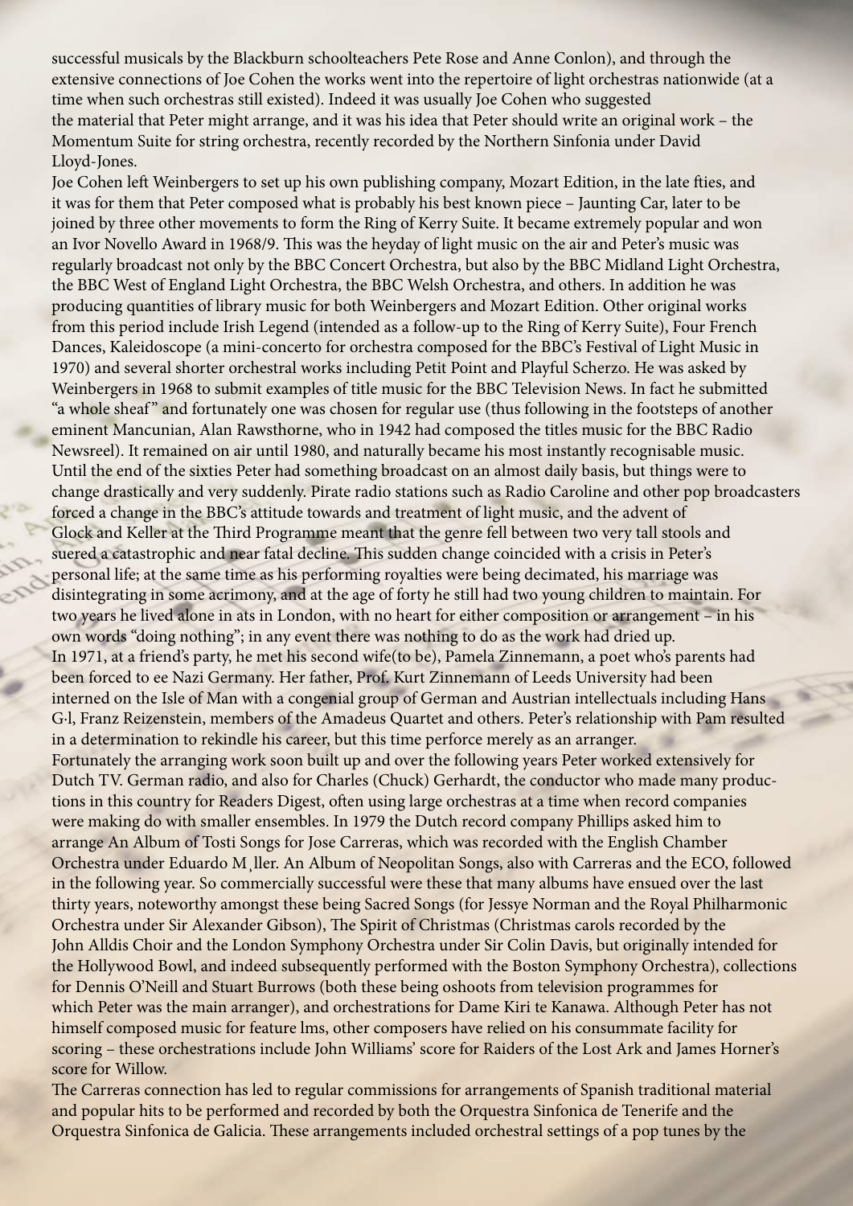successful musicals by the Blackburn schoolteachers Pete Rose and Anne Conlon), and through the extensive connections of Joe Cohen the works went into the repertoire of light orchestras nationwide (at a time when such orchestras still existed). Indeed it was usually Joe Cohen who suggested the material that Peter might arrange, and it was his idea that Peter should write an original work – the Momentum Suite for string orchestra, recently recorded by the Northern Sinfonia under David Lloyd-Jones.

Joe Cohen left Weinbergers to set up his own publishing company, Mozart Edition, in the late fties, and it was for them that Peter composed what is probably his best known piece – Jaunting Car, later to be joined by three other movements to form the Ring of Kerry Suite. It became extremely popular and won an Ivor Novello Award in 1968/9. This was the heyday of light music on the air and Peter's music was regularly broadcast not only by the BBC Concert Orchestra, but also by the BBC Midland Light Orchestra, the BBC West of England Light Orchestra, the BBC Welsh Orchestra, and others. In addition he was producing quantities of library music for both Weinbergers and Mozart Edition. Other original works from this period include Irish Legend (intended as a follow-up to the Ring of Kerry Suite), Four French Dances, Kaleidoscope (a mini-concerto for orchestra composed for the BBC's Festival of Light Music in 1970) and several shorter orchestral works including Petit Point and Playful Scherzo. He was asked by Weinbergers in 1968 to submit examples of title music for the BBC Television News. In fact he submitted "a whole sheaf" and fortunately one was chosen for regular use (thus following in the footsteps of another eminent Mancunian, Alan Rawsthorne, who in 1942 had composed the titles music for the BBC Radio Newsreel). It remained on air until 1980, and naturally became his most instantly recognisable music.

Until the end of the sixties Peter had something broadcast on an almost daily basis, but things were to change drastically and very suddenly. Pirate radio stations such as Radio Caroline and other pop broadcasters forced a change in the BBC's attitude towards and treatment of light music, and the advent of Glock and Keller at the Third Programme meant that the genre fell between two very tall stools and suered a catastrophic and near fatal decline. This sudden change coincided with a crisis in Peter's personal life; at the same time as his performing royalties were being decimated, his marriage was disintegrating in some acrimony, and at the age of forty he still had two young children to maintain. For two years he lived alone in ats in London, with no heart for either composition or arrangement – in his own words "doing nothing"; in any event there was nothing to do as the work had dried up.

In 1971, at a friend's party, he met his second wife(to be), Pamela Zinnemann, a poet who's parents had been forced to ee Nazi Germany. Her father, Prof. Kurt Zinnemann of Leeds University had been interned on the Isle of Man with a congenial group of German and Austrian intellectuals including Hans G·l, Franz Reizenstein, members of the Amadeus Quartet and others. Peter's relationship with Pam resulted in a determination to rekindle his career, but this time perforce merely as an arranger.

Fortunately the arranging work soon built up and over the following years Peter worked extensively for Dutch TV. German radio, and also for Charles (Chuck) Gerhardt, the conductor who made many productions in this country for Readers Digest, often using large orchestras at a time when record companies were making do with smaller ensembles. In 1979 the Dutch record company Phillips asked him to arrange An Album of Tosti Songs for Jose Carreras, which was recorded with the English Chamber Orchestra under Eduardo M¸ller. An Album of Neopolitan Songs, also with Carreras and the ECO, followed in the following year. So commercially successful were these that many albums have ensued over the last thirty years, noteworthy amongst these being Sacred Songs (for Jessye Norman and the Royal Philharmonic Orchestra under Sir Alexander Gibson), The Spirit of Christmas (Christmas carols recorded by the John Alldis Choir and the London Symphony Orchestra under Sir Colin Davis, but originally intended for the Hollywood Bowl, and indeed subsequently performed with the Boston Symphony Orchestra), collections for Dennis O'Neill and Stuart Burrows (both these being oshoots from television programmes for which Peter was the main arranger), and orchestrations for Dame Kiri te Kanawa. Although Peter has not himself composed music for feature lms, other composers have relied on his consummate facility for scoring – these orchestrations include John Williams' score for Raiders of the Lost Ark and James Horner's score for Willow.

The Carreras connection has led to regular commissions for arrangements of Spanish traditional material and popular hits to be performed and recorded by both the Orquestra Sinfonica de Tenerife and the Orquestra Sinfonica de Galicia. These arrangements included orchestral settings of a pop tunes by the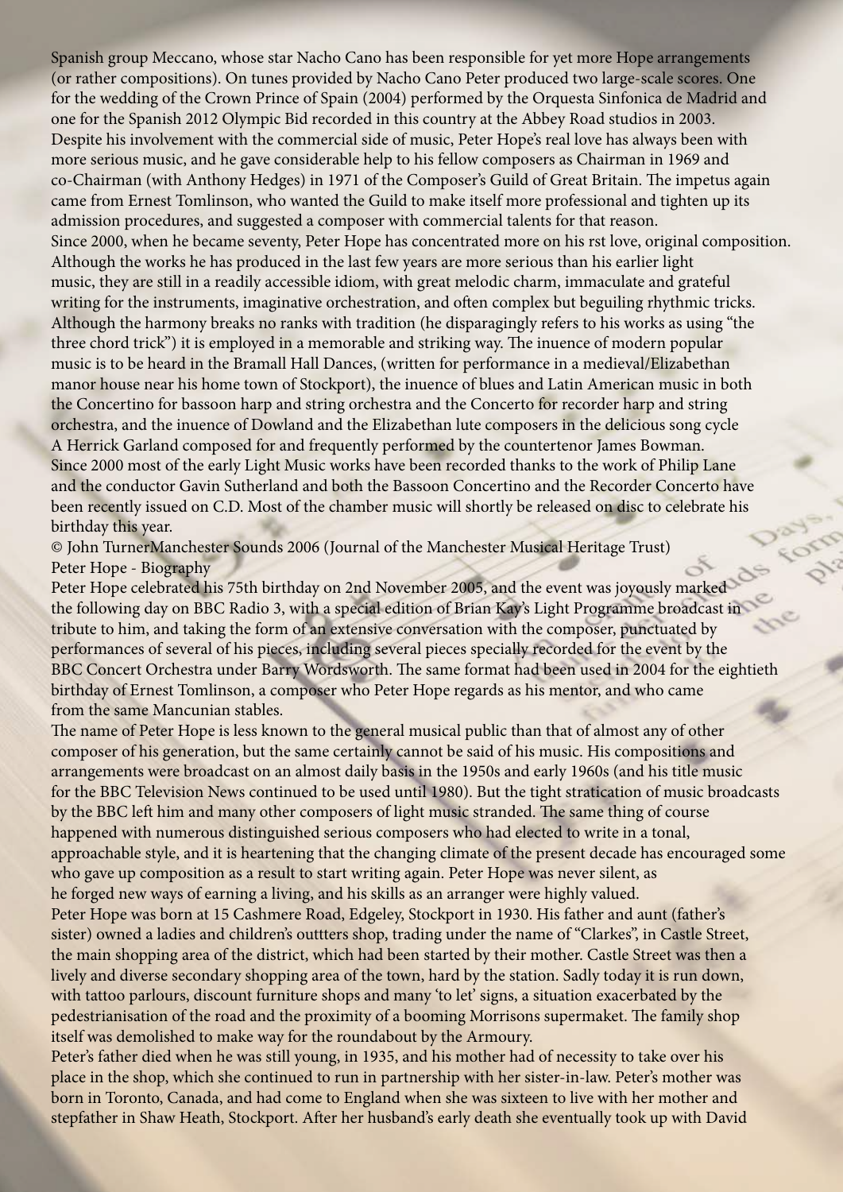Spanish group Meccano, whose star Nacho Cano has been responsible for yet more Hope arrangements (or rather compositions). On tunes provided by Nacho Cano Peter produced two large-scale scores. One for the wedding of the Crown Prince of Spain (2004) performed by the Orquesta Sinfonica de Madrid and one for the Spanish 2012 Olympic Bid recorded in this country at the Abbey Road studios in 2003.

Despite his involvement with the commercial side of music, Peter Hope's real love has always been with more serious music, and he gave considerable help to his fellow composers as Chairman in 1969 and co-Chairman (with Anthony Hedges) in 1971 of the Composer's Guild of Great Britain. The impetus again came from Ernest Tomlinson, who wanted the Guild to make itself more professional and tighten up its admission procedures, and suggested a composer with commercial talents for that reason.

Since 2000, when he became seventy, Peter Hope has concentrated more on his rst love, original composition. Although the works he has produced in the last few years are more serious than his earlier light music, they are still in a readily accessible idiom, with great melodic charm, immaculate and grateful writing for the instruments, imaginative orchestration, and often complex but beguiling rhythmic tricks. Although the harmony breaks no ranks with tradition (he disparagingly refers to his works as using "the three chord trick") it is employed in a memorable and striking way. The inuence of modern popular music is to be heard in the Bramall Hall Dances, (written for performance in a medieval/Elizabethan manor house near his home town of Stockport), the inuence of blues and Latin American music in both the Concertino for bassoon harp and string orchestra and the Concerto for recorder harp and string orchestra, and the inuence of Dowland and the Elizabethan lute composers in the delicious song cycle A Herrick Garland composed for and frequently performed by the countertenor James Bowman.

Since 2000 most of the early Light Music works have been recorded thanks to the work of Philip Lane and the conductor Gavin Sutherland and both the Bassoon Concertino and the Recorder Concerto have been recently issued on C.D. Most of the chamber music will shortly be released on disc to celebrate his birthday this year.

© John TurnerManchester Sounds 2006 (Journal of the Manchester Musical Heritage Trust)

Peter Hope - Biography

Peter Hope celebrated his 75th birthday on 2nd November 2005, and the event was joyously marked the following day on BBC Radio 3, with a special edition of Brian Kay's Light Programme broadcast in tribute to him, and taking the form of an extensive conversation with the composer, punctuated by performances of several of his pieces, including several pieces specially recorded for the event by the BBC Concert Orchestra under Barry Wordsworth. The same format had been used in 2004 for the eightieth birthday of Ernest Tomlinson, a composer who Peter Hope regards as his mentor, and who came from the same Mancunian stables.

The name of Peter Hope is less known to the general musical public than that of almost any of other composer of his generation, but the same certainly cannot be said of his music. His compositions and arrangements were broadcast on an almost daily basis in the 1950s and early 1960s (and his title music for the BBC Television News continued to be used until 1980). But the tight stratication of music broadcasts by the BBC left him and many other composers of light music stranded. The same thing of course happened with numerous distinguished serious composers who had elected to write in a tonal, approachable style, and it is heartening that the changing climate of the present decade has encouraged some who gave up composition as a result to start writing again. Peter Hope was never silent, as he forged new ways of earning a living, and his skills as an arranger were highly valued.

Peter Hope was born at 15 Cashmere Road, Edgeley, Stockport in 1930. His father and aunt (father's sister) owned a ladies and children's outtters shop, trading under the name of "Clarkes", in Castle Street, the main shopping area of the district, which had been started by their mother. Castle Street was then a lively and diverse secondary shopping area of the town, hard by the station. Sadly today it is run down, with tattoo parlours, discount furniture shops and many 'to let' signs, a situation exacerbated by the pedestrianisation of the road and the proximity of a booming Morrisons supermaket. The family shop itself was demolished to make way for the roundabout by the Armoury.

Peter's father died when he was still young, in 1935, and his mother had of necessity to take over his place in the shop, which she continued to run in partnership with her sister-in-law. Peter's mother was born in Toronto, Canada, and had come to England when she was sixteen to live with her mother and stepfather in Shaw Heath, Stockport. After her husband's early death she eventually took up with David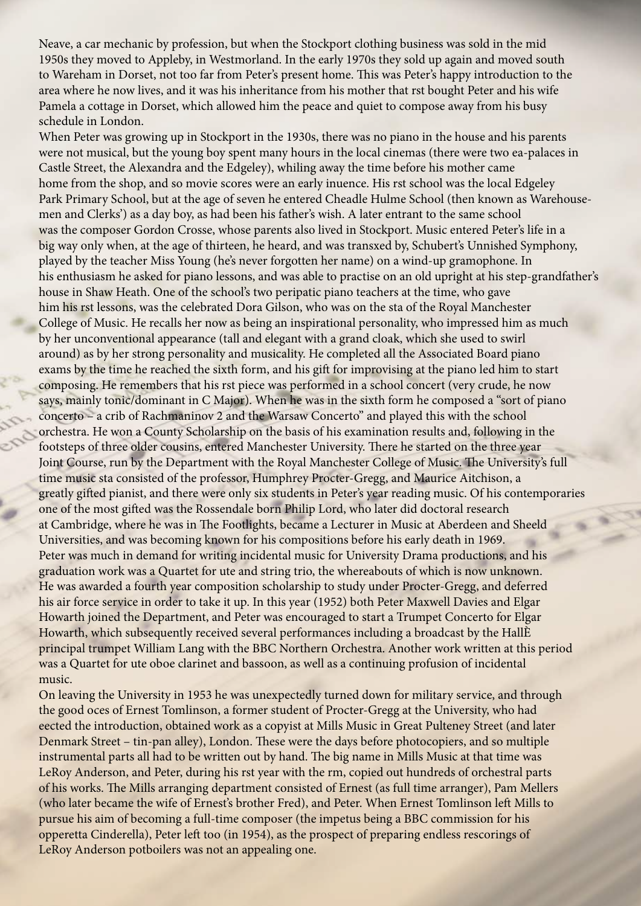Neave, a car mechanic by profession, but when the Stockport clothing business was sold in the mid 1950s they moved to Appleby, in Westmorland. In the early 1970s they sold up again and moved south to Wareham in Dorset, not too far from Peter's present home. This was Peter's happy introduction to the area where he now lives, and it was his inheritance from his mother that rst bought Peter and his wife Pamela a cottage in Dorset, which allowed him the peace and quiet to compose away from his busy schedule in London.

When Peter was growing up in Stockport in the 1930s, there was no piano in the house and his parents were not musical, but the young boy spent many hours in the local cinemas (there were two ea-palaces in Castle Street, the Alexandra and the Edgeley), whiling away the time before his mother came home from the shop, and so movie scores were an early inuence. His rst school was the local Edgeley Park Primary School, but at the age of seven he entered Cheadle Hulme School (then known as Warehousemen and Clerks') as a day boy, as had been his father's wish. A later entrant to the same school was the composer Gordon Crosse, whose parents also lived in Stockport. Music entered Peter's life in a big way only when, at the age of thirteen, he heard, and was transxed by, Schubert's Unnished Symphony, played by the teacher Miss Young (he's never forgotten her name) on a wind-up gramophone. In his enthusiasm he asked for piano lessons, and was able to practise on an old upright at his step-grandfather's house in Shaw Heath. One of the school's two peripatic piano teachers at the time, who gave him his rst lessons, was the celebrated Dora Gilson, who was on the sta of the Royal Manchester College of Music. He recalls her now as being an inspirational personality, who impressed him as much by her unconventional appearance (tall and elegant with a grand cloak, which she used to swirl around) as by her strong personality and musicality. He completed all the Associated Board piano exams by the time he reached the sixth form, and his gift for improvising at the piano led him to start composing. He remembers that his rst piece was performed in a school concert (very crude, he now says, mainly tonic/dominant in C Major). When he was in the sixth form he composed a "sort of piano concerto – a crib of Rachmaninov 2 and the Warsaw Concerto" and played this with the school orchestra. He won a County Scholarship on the basis of his examination results and, following in the footsteps of three older cousins, entered Manchester University. There he started on the three year Joint Course, run by the Department with the Royal Manchester College of Music. The University's full time music sta consisted of the professor, Humphrey Procter-Gregg, and Maurice Aitchison, a greatly gifted pianist, and there were only six students in Peter's year reading music. Of his contemporaries one of the most gifted was the Rossendale born Philip Lord, who later did doctoral research at Cambridge, where he was in The Footlights, became a Lecturer in Music at Aberdeen and Sheeld Universities, and was becoming known for his compositions before his early death in 1969.

Peter was much in demand for writing incidental music for University Drama productions, and his graduation work was a Quartet for ute and string trio, the whereabouts of which is now unknown. He was awarded a fourth year composition scholarship to study under Procter-Gregg, and deferred his air force service in order to take it up. In this year (1952) both Peter Maxwell Davies and Elgar Howarth joined the Department, and Peter was encouraged to start a Trumpet Concerto for Elgar Howarth, which subsequently received several performances including a broadcast by the HallÈ principal trumpet William Lang with the BBC Northern Orchestra. Another work written at this period was a Quartet for ute oboe clarinet and bassoon, as well as a continuing profusion of incidental music.

On leaving the University in 1953 he was unexpectedly turned down for military service, and through the good oces of Ernest Tomlinson, a former student of Procter-Gregg at the University, who had eected the introduction, obtained work as a copyist at Mills Music in Great Pulteney Street (and later Denmark Street – tin-pan alley), London. These were the days before photocopiers, and so multiple instrumental parts all had to be written out by hand. The big name in Mills Music at that time was LeRoy Anderson, and Peter, during his rst year with the rm, copied out hundreds of orchestral parts of his works. The Mills arranging department consisted of Ernest (as full time arranger), Pam Mellers (who later became the wife of Ernest's brother Fred), and Peter. When Ernest Tomlinson left Mills to pursue his aim of becoming a full-time composer (the impetus being a BBC commission for his opperetta Cinderella), Peter left too (in 1954), as the prospect of preparing endless rescorings of LeRoy Anderson potboilers was not an appealing one.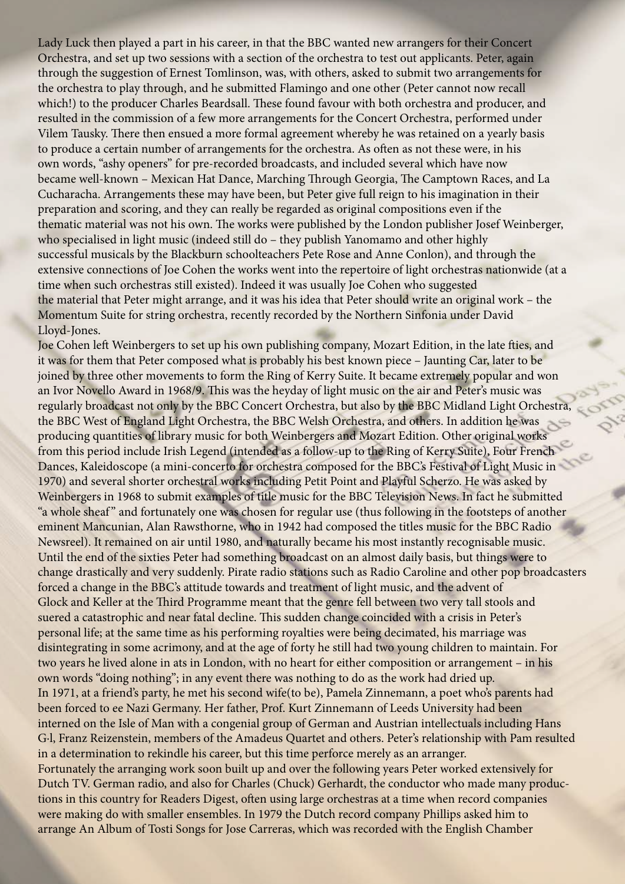Lady Luck then played a part in his career, in that the BBC wanted new arrangers for their Concert Orchestra, and set up two sessions with a section of the orchestra to test out applicants. Peter, again through the suggestion of Ernest Tomlinson, was, with others, asked to submit two arrangements for the orchestra to play through, and he submitted Flamingo and one other (Peter cannot now recall which!) to the producer Charles Beardsall. These found favour with both orchestra and producer, and resulted in the commission of a few more arrangements for the Concert Orchestra, performed under Vilem Tausky. There then ensued a more formal agreement whereby he was retained on a yearly basis to produce a certain number of arrangements for the orchestra. As often as not these were, in his own words, "ashy openers" for pre-recorded broadcasts, and included several which have now became well-known – Mexican Hat Dance, Marching Through Georgia, The Camptown Races, and La Cucharacha. Arrangements these may have been, but Peter give full reign to his imagination in their preparation and scoring, and they can really be regarded as original compositions even if the thematic material was not his own. The works were published by the London publisher Josef Weinberger, who specialised in light music (indeed still do – they publish Yanomamo and other highly successful musicals by the Blackburn schoolteachers Pete Rose and Anne Conlon), and through the extensive connections of Joe Cohen the works went into the repertoire of light orchestras nationwide (at a time when such orchestras still existed). Indeed it was usually Joe Cohen who suggested the material that Peter might arrange, and it was his idea that Peter should write an original work – the Momentum Suite for string orchestra, recently recorded by the Northern Sinfonia under David Lloyd-Jones.

Joe Cohen left Weinbergers to set up his own publishing company, Mozart Edition, in the late fties, and it was for them that Peter composed what is probably his best known piece – Jaunting Car, later to be joined by three other movements to form the Ring of Kerry Suite. It became extremely popular and won an Ivor Novello Award in 1968/9. This was the heyday of light music on the air and Peter's music was regularly broadcast not only by the BBC Concert Orchestra, but also by the BBC Midland Light Orchestra, the BBC West of England Light Orchestra, the BBC Welsh Orchestra, and others. In addition he was producing quantities of library music for both Weinbergers and Mozart Edition. Other original works from this period include Irish Legend (intended as a follow-up to the Ring of Kerry Suite), Four French Dances, Kaleidoscope (a mini-concerto for orchestra composed for the BBC's Festival of Light Music in 1970) and several shorter orchestral works including Petit Point and Playful Scherzo. He was asked by Weinbergers in 1968 to submit examples of title music for the BBC Television News. In fact he submitted "a whole sheaf" and fortunately one was chosen for regular use (thus following in the footsteps of another eminent Mancunian, Alan Rawsthorne, who in 1942 had composed the titles music for the BBC Radio Newsreel). It remained on air until 1980, and naturally became his most instantly recognisable music.

Until the end of the sixties Peter had something broadcast on an almost daily basis, but things were to change drastically and very suddenly. Pirate radio stations such as Radio Caroline and other pop broadcasters forced a change in the BBC's attitude towards and treatment of light music, and the advent of Glock and Keller at the Third Programme meant that the genre fell between two very tall stools and suered a catastrophic and near fatal decline. This sudden change coincided with a crisis in Peter's personal life; at the same time as his performing royalties were being decimated, his marriage was disintegrating in some acrimony, and at the age of forty he still had two young children to maintain. For two years he lived alone in ats in London, with no heart for either composition or arrangement – in his own words "doing nothing"; in any event there was nothing to do as the work had dried up.

In 1971, at a friend's party, he met his second wife(to be), Pamela Zinnemann, a poet who's parents had been forced to ee Nazi Germany. Her father, Prof. Kurt Zinnemann of Leeds University had been interned on the Isle of Man with a congenial group of German and Austrian intellectuals including Hans G·l, Franz Reizenstein, members of the Amadeus Quartet and others. Peter's relationship with Pam resulted in a determination to rekindle his career, but this time perforce merely as an arranger.

Fortunately the arranging work soon built up and over the following years Peter worked extensively for Dutch TV. German radio, and also for Charles (Chuck) Gerhardt, the conductor who made many productions in this country for Readers Digest, often using large orchestras at a time when record companies were making do with smaller ensembles. In 1979 the Dutch record company Phillips asked him to arrange An Album of Tosti Songs for Jose Carreras, which was recorded with the English Chamber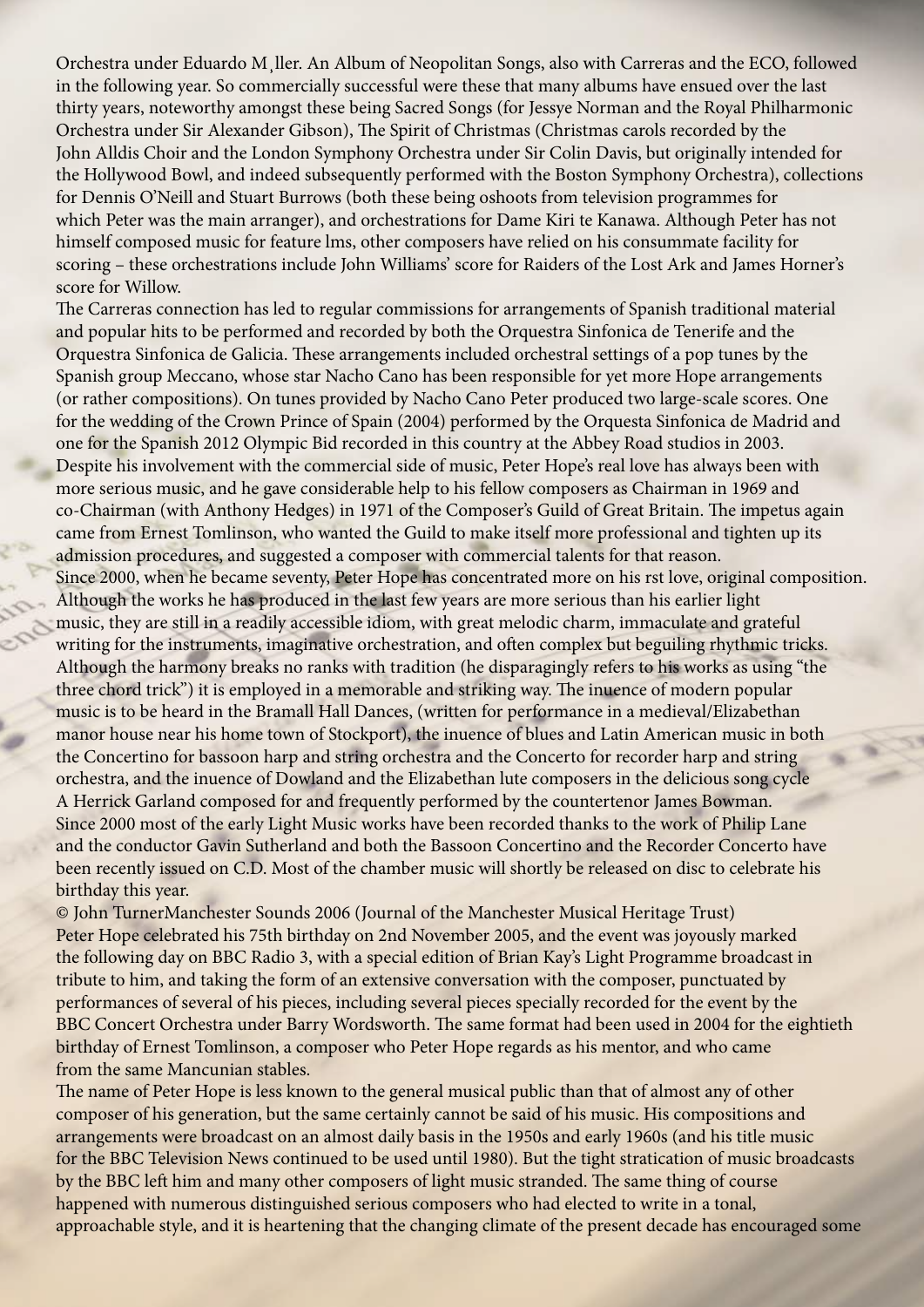Orchestra under Eduardo M¸ller. An Album of Neopolitan Songs, also with Carreras and the ECO, followed in the following year. So commercially successful were these that many albums have ensued over the last thirty years, noteworthy amongst these being Sacred Songs (for Jessye Norman and the Royal Philharmonic Orchestra under Sir Alexander Gibson), The Spirit of Christmas (Christmas carols recorded by the John Alldis Choir and the London Symphony Orchestra under Sir Colin Davis, but originally intended for the Hollywood Bowl, and indeed subsequently performed with the Boston Symphony Orchestra), collections for Dennis O'Neill and Stuart Burrows (both these being oshoots from television programmes for which Peter was the main arranger), and orchestrations for Dame Kiri te Kanawa. Although Peter has not himself composed music for feature lms, other composers have relied on his consummate facility for scoring – these orchestrations include John Williams' score for Raiders of the Lost Ark and James Horner's score for Willow.

The Carreras connection has led to regular commissions for arrangements of Spanish traditional material and popular hits to be performed and recorded by both the Orquestra Sinfonica de Tenerife and the Orquestra Sinfonica de Galicia. These arrangements included orchestral settings of a pop tunes by the Spanish group Meccano, whose star Nacho Cano has been responsible for yet more Hope arrangements (or rather compositions). On tunes provided by Nacho Cano Peter produced two large-scale scores. One for the wedding of the Crown Prince of Spain (2004) performed by the Orquesta Sinfonica de Madrid and one for the Spanish 2012 Olympic Bid recorded in this country at the Abbey Road studios in 2003.

Despite his involvement with the commercial side of music, Peter Hope's real love has always been with more serious music, and he gave considerable help to his fellow composers as Chairman in 1969 and co-Chairman (with Anthony Hedges) in 1971 of the Composer's Guild of Great Britain. The impetus again came from Ernest Tomlinson, who wanted the Guild to make itself more professional and tighten up its admission procedures, and suggested a composer with commercial talents for that reason.

Since 2000, when he became seventy, Peter Hope has concentrated more on his rst love, original composition. Although the works he has produced in the last few years are more serious than his earlier light music, they are still in a readily accessible idiom, with great melodic charm, immaculate and grateful writing for the instruments, imaginative orchestration, and often complex but beguiling rhythmic tricks. Although the harmony breaks no ranks with tradition (he disparagingly refers to his works as using "the three chord trick") it is employed in a memorable and striking way. The inuence of modern popular music is to be heard in the Bramall Hall Dances, (written for performance in a medieval/Elizabethan manor house near his home town of Stockport), the inuence of blues and Latin American music in both the Concertino for bassoon harp and string orchestra and the Concerto for recorder harp and string orchestra, and the inuence of Dowland and the Elizabethan lute composers in the delicious song cycle A Herrick Garland composed for and frequently performed by the countertenor James Bowman.

Since 2000 most of the early Light Music works have been recorded thanks to the work of Philip Lane and the conductor Gavin Sutherland and both the Bassoon Concertino and the Recorder Concerto have been recently issued on C.D. Most of the chamber music will shortly be released on disc to celebrate his birthday this year.

© John TurnerManchester Sounds 2006 (Journal of the Manchester Musical Heritage Trust)

Peter Hope celebrated his 75th birthday on 2nd November 2005, and the event was joyously marked the following day on BBC Radio 3, with a special edition of Brian Kay's Light Programme broadcast in tribute to him, and taking the form of an extensive conversation with the composer, punctuated by performances of several of his pieces, including several pieces specially recorded for the event by the BBC Concert Orchestra under Barry Wordsworth. The same format had been used in 2004 for the eightieth birthday of Ernest Tomlinson, a composer who Peter Hope regards as his mentor, and who came from the same Mancunian stables.

The name of Peter Hope is less known to the general musical public than that of almost any of other composer of his generation, but the same certainly cannot be said of his music. His compositions and arrangements were broadcast on an almost daily basis in the 1950s and early 1960s (and his title music for the BBC Television News continued to be used until 1980). But the tight stratication of music broadcasts by the BBC left him and many other composers of light music stranded. The same thing of course happened with numerous distinguished serious composers who had elected to write in a tonal, approachable style, and it is heartening that the changing climate of the present decade has encouraged some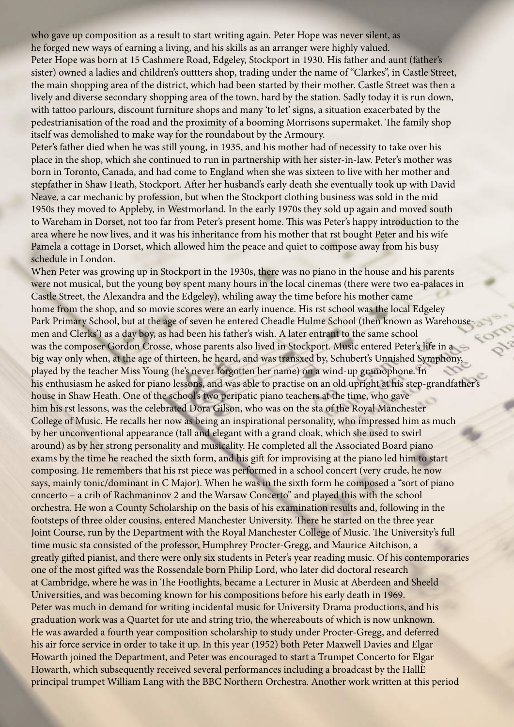who gave up composition as a result to start writing again. Peter Hope was never silent, as he forged new ways of earning a living, and his skills as an arranger were highly valued.

Peter Hope was born at 15 Cashmere Road, Edgeley, Stockport in 1930. His father and aunt (father's sister) owned a ladies and children's outtters shop, trading under the name of "Clarkes", in Castle Street, the main shopping area of the district, which had been started by their mother. Castle Street was then a lively and diverse secondary shopping area of the town, hard by the station. Sadly today it is run down, with tattoo parlours, discount furniture shops and many 'to let' signs, a situation exacerbated by the pedestrianisation of the road and the proximity of a booming Morrisons supermaket. The family shop itself was demolished to make way for the roundabout by the Armoury.

Peter's father died when he was still young, in 1935, and his mother had of necessity to take over his place in the shop, which she continued to run in partnership with her sister-in-law. Peter's mother was born in Toronto, Canada, and had come to England when she was sixteen to live with her mother and stepfather in Shaw Heath, Stockport. After her husband's early death she eventually took up with David Neave, a car mechanic by profession, but when the Stockport clothing business was sold in the mid 1950s they moved to Appleby, in Westmorland. In the early 1970s they sold up again and moved south to Wareham in Dorset, not too far from Peter's present home. This was Peter's happy introduction to the area where he now lives, and it was his inheritance from his mother that rst bought Peter and his wife Pamela a cottage in Dorset, which allowed him the peace and quiet to compose away from his busy schedule in London.

When Peter was growing up in Stockport in the 1930s, there was no piano in the house and his parents were not musical, but the young boy spent many hours in the local cinemas (there were two ea-palaces in Castle Street, the Alexandra and the Edgeley), whiling away the time before his mother came home from the shop, and so movie scores were an early inuence. His rst school was the local Edgeley Park Primary School, but at the age of seven he entered Cheadle Hulme School (then known as Warehouse-men and Clerks') as a day boy, as had been his father's wish. A later entrant to the same school was the composer Gordon Crosse, whose parents also lived in Stockport. Music entered Peter's life in a big way only when, at the age of thirteen, he heard, and was transxed by, Schubert's Unnished Symphony, played by the teacher Miss Young (he's never forgotten her name) on a wind-up gramophone. In his enthusiasm he asked for piano lessons, and was able to practise on an old upright at his step-grandfather's house in Shaw Heath. One of the school's two peripatic piano teachers at the time, who gave him his rst lessons, was the celebrated Dora Gilson, who was on the sta of the Royal Manchester College of Music. He recalls her now as being an inspirational personality, who impressed him as much by her unconventional appearance (tall and elegant with a grand cloak, which she used to swirl around) as by her strong personality and musicality. He completed all the Associated Board piano exams by the time he reached the sixth form, and his gift for improvising at the piano led him to start composing. He remembers that his rst piece was performed in a school concert (very crude, he now says, mainly tonic/dominant in C Major). When he was in the sixth form he composed a "sort of piano concerto – a crib of Rachmaninov 2 and the Warsaw Concerto" and played this with the school orchestra. He won a County Scholarship on the basis of his examination results and, following in the footsteps of three older cousins, entered Manchester University. There he started on the three year Joint Course, run by the Department with the Royal Manchester College of Music. The University's full time music sta consisted of the professor, Humphrey Procter-Gregg, and Maurice Aitchison, a greatly gifted pianist, and there were only six students in Peter's year reading music. Of his contemporaries one of the most gifted was the Rossendale born Philip Lord, who later did doctoral research at Cambridge, where he was in The Footlights, became a Lecturer in Music at Aberdeen and Sheeld Universities, and was becoming known for his compositions before his early death in 1969.

Peter was much in demand for writing incidental music for University Drama productions, and his graduation work was a Quartet for ute and string trio, the whereabouts of which is now unknown. He was awarded a fourth year composition scholarship to study under Procter-Gregg, and deferred his air force service in order to take it up. In this year (1952) both Peter Maxwell Davies and Elgar Howarth joined the Department, and Peter was encouraged to start a Trumpet Concerto for Elgar Howarth, which subsequently received several performances including a broadcast by the HallÈ principal trumpet William Lang with the BBC Northern Orchestra. Another work written at this period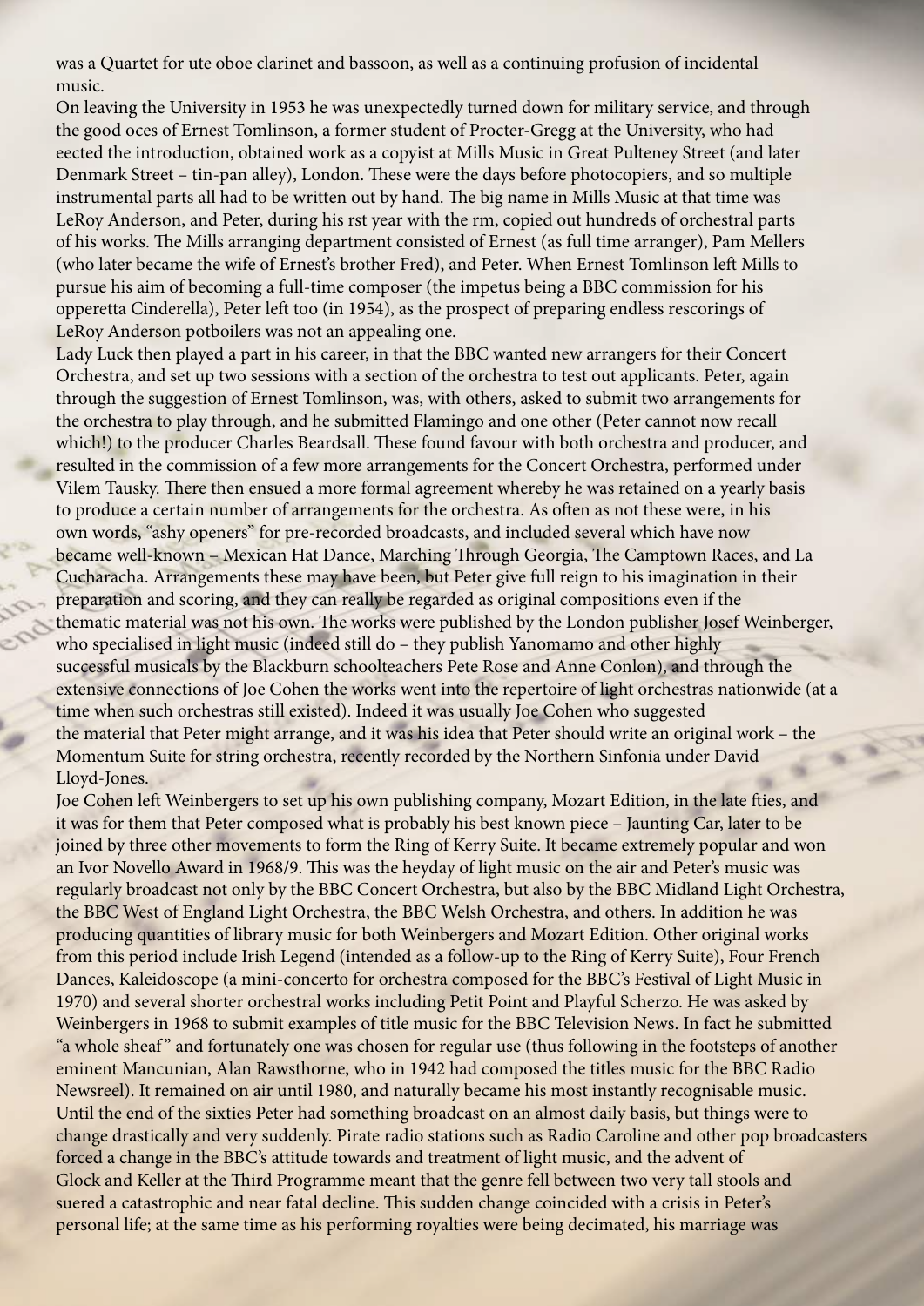was a Quartet for ute oboe clarinet and bassoon, as well as a continuing profusion of incidental music.

On leaving the University in 1953 he was unexpectedly turned down for military service, and through the good oces of Ernest Tomlinson, a former student of Procter-Gregg at the University, who had eected the introduction, obtained work as a copyist at Mills Music in Great Pulteney Street (and later Denmark Street – tin-pan alley), London. These were the days before photocopiers, and so multiple instrumental parts all had to be written out by hand. The big name in Mills Music at that time was LeRoy Anderson, and Peter, during his rst year with the rm, copied out hundreds of orchestral parts of his works. The Mills arranging department consisted of Ernest (as full time arranger), Pam Mellers (who later became the wife of Ernest's brother Fred), and Peter. When Ernest Tomlinson left Mills to pursue his aim of becoming a full-time composer (the impetus being a BBC commission for his opperetta Cinderella), Peter left too (in 1954), as the prospect of preparing endless rescorings of LeRoy Anderson potboilers was not an appealing one.

Lady Luck then played a part in his career, in that the BBC wanted new arrangers for their Concert Orchestra, and set up two sessions with a section of the orchestra to test out applicants. Peter, again through the suggestion of Ernest Tomlinson, was, with others, asked to submit two arrangements for the orchestra to play through, and he submitted Flamingo and one other (Peter cannot now recall which!) to the producer Charles Beardsall. These found favour with both orchestra and producer, and resulted in the commission of a few more arrangements for the Concert Orchestra, performed under Vilem Tausky. There then ensued a more formal agreement whereby he was retained on a yearly basis to produce a certain number of arrangements for the orchestra. As often as not these were, in his own words, "ashy openers" for pre-recorded broadcasts, and included several which have now became well-known – Mexican Hat Dance, Marching Through Georgia, The Camptown Races, and La Cucharacha. Arrangements these may have been, but Peter give full reign to his imagination in their preparation and scoring, and they can really be regarded as original compositions even if the thematic material was not his own. The works were published by the London publisher Josef Weinberger, who specialised in light music (indeed still do – they publish Yanomamo and other highly successful musicals by the Blackburn schoolteachers Pete Rose and Anne Conlon), and through the extensive connections of Joe Cohen the works went into the repertoire of light orchestras nationwide (at a time when such orchestras still existed). Indeed it was usually Joe Cohen who suggested the material that Peter might arrange, and it was his idea that Peter should write an original work – the Momentum Suite for string orchestra, recently recorded by the Northern Sinfonia under David Lloyd-Jones.

Joe Cohen left Weinbergers to set up his own publishing company, Mozart Edition, in the late fties, and it was for them that Peter composed what is probably his best known piece – Jaunting Car, later to be joined by three other movements to form the Ring of Kerry Suite. It became extremely popular and won an Ivor Novello Award in 1968/9. This was the heyday of light music on the air and Peter's music was regularly broadcast not only by the BBC Concert Orchestra, but also by the BBC Midland Light Orchestra, the BBC West of England Light Orchestra, the BBC Welsh Orchestra, and others. In addition he was producing quantities of library music for both Weinbergers and Mozart Edition. Other original works from this period include Irish Legend (intended as a follow-up to the Ring of Kerry Suite), Four French Dances, Kaleidoscope (a mini-concerto for orchestra composed for the BBC's Festival of Light Music in 1970) and several shorter orchestral works including Petit Point and Playful Scherzo. He was asked by Weinbergers in 1968 to submit examples of title music for the BBC Television News. In fact he submitted "a whole sheaf" and fortunately one was chosen for regular use (thus following in the footsteps of another eminent Mancunian, Alan Rawsthorne, who in 1942 had composed the titles music for the BBC Radio Newsreel). It remained on air until 1980, and naturally became his most instantly recognisable music.

Until the end of the sixties Peter had something broadcast on an almost daily basis, but things were to change drastically and very suddenly. Pirate radio stations such as Radio Caroline and other pop broadcasters forced a change in the BBC's attitude towards and treatment of light music, and the advent of Glock and Keller at the Third Programme meant that the genre fell between two very tall stools and suered a catastrophic and near fatal decline. This sudden change coincided with a crisis in Peter's personal life; at the same time as his performing royalties were being decimated, his marriage was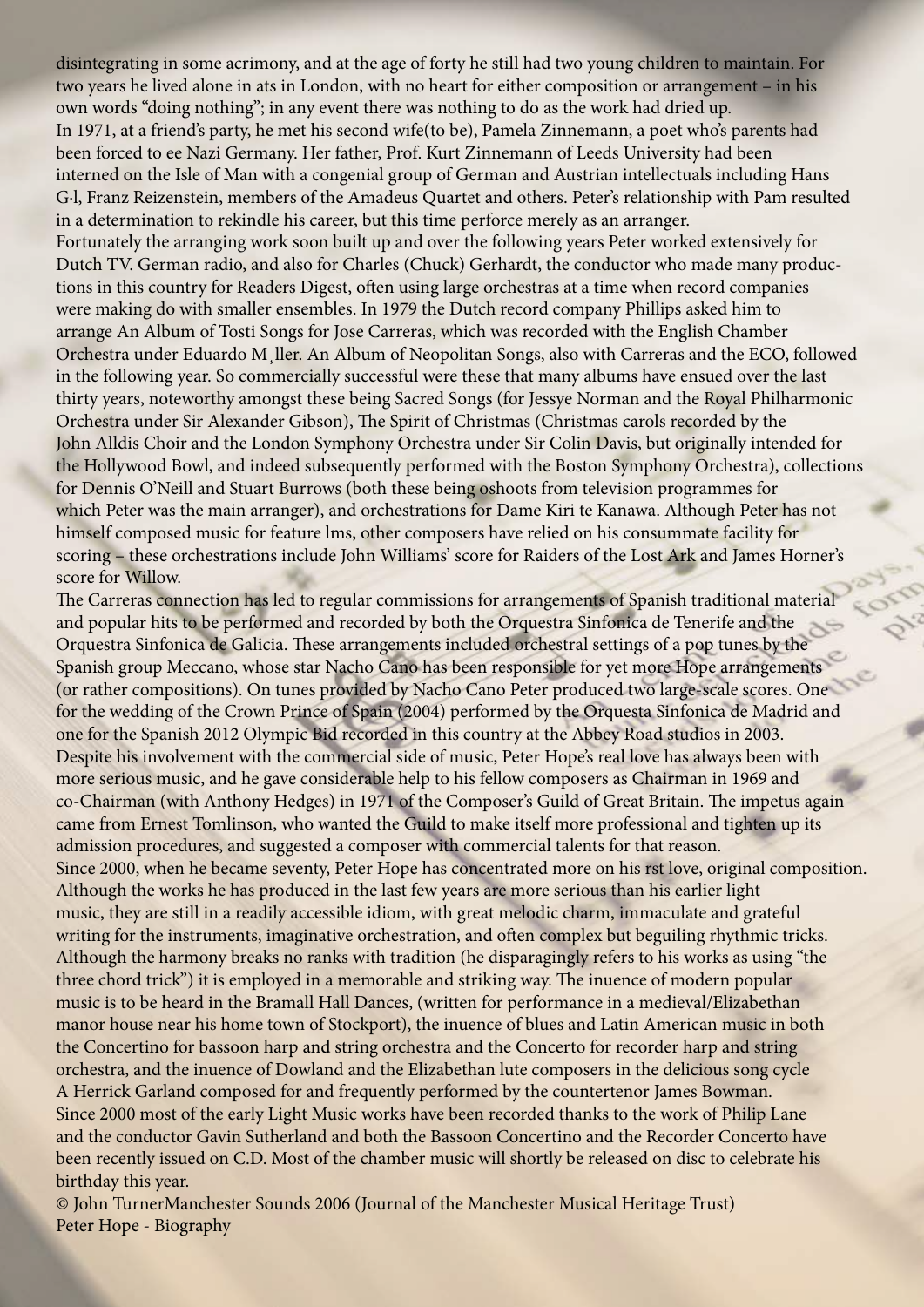disintegrating in some acrimony, and at the age of forty he still had two young children to maintain. For two years he lived alone in ats in London, with no heart for either composition or arrangement – in his own words "doing nothing"; in any event there was nothing to do as the work had dried up.

In 1971, at a friend's party, he met his second wife(to be), Pamela Zinnemann, a poet who's parents had been forced to ee Nazi Germany. Her father, Prof. Kurt Zinnemann of Leeds University had been interned on the Isle of Man with a congenial group of German and Austrian intellectuals including Hans G·l, Franz Reizenstein, members of the Amadeus Quartet and others. Peter's relationship with Pam resulted in a determination to rekindle his career, but this time perforce merely as an arranger.

Fortunately the arranging work soon built up and over the following years Peter worked extensively for Dutch TV. German radio, and also for Charles (Chuck) Gerhardt, the conductor who made many productions in this country for Readers Digest, often using large orchestras at a time when record companies were making do with smaller ensembles. In 1979 the Dutch record company Phillips asked him to arrange An Album of Tosti Songs for Jose Carreras, which was recorded with the English Chamber Orchestra under Eduardo M¸ller. An Album of Neopolitan Songs, also with Carreras and the ECO, followed in the following year. So commercially successful were these that many albums have ensued over the last thirty years, noteworthy amongst these being Sacred Songs (for Jessye Norman and the Royal Philharmonic Orchestra under Sir Alexander Gibson), The Spirit of Christmas (Christmas carols recorded by the John Alldis Choir and the London Symphony Orchestra under Sir Colin Davis, but originally intended for the Hollywood Bowl, and indeed subsequently performed with the Boston Symphony Orchestra), collections for Dennis O'Neill and Stuart Burrows (both these being oshoots from television programmes for which Peter was the main arranger), and orchestrations for Dame Kiri te Kanawa. Although Peter has not himself composed music for feature lms, other composers have relied on his consummate facility for scoring – these orchestrations include John Williams' score for Raiders of the Lost Ark and James Horner's score for Willow.

The Carreras connection has led to regular commissions for arrangements of Spanish traditional material and popular hits to be performed and recorded by both the Orquestra Sinfonica de Tenerife and the Orquestra Sinfonica de Galicia. These arrangements included orchestral settings of a pop tunes by the Spanish group Meccano, whose star Nacho Cano has been responsible for yet more Hope arrangements (or rather compositions). On tunes provided by Nacho Cano Peter produced two large-scale scores. One for the wedding of the Crown Prince of Spain (2004) performed by the Orquesta Sinfonica de Madrid and one for the Spanish 2012 Olympic Bid recorded in this country at the Abbey Road studios in 2003.

Despite his involvement with the commercial side of music, Peter Hope's real love has always been with more serious music, and he gave considerable help to his fellow composers as Chairman in 1969 and co-Chairman (with Anthony Hedges) in 1971 of the Composer's Guild of Great Britain. The impetus again came from Ernest Tomlinson, who wanted the Guild to make itself more professional and tighten up its admission procedures, and suggested a composer with commercial talents for that reason.

Since 2000, when he became seventy, Peter Hope has concentrated more on his rst love, original composition. Although the works he has produced in the last few years are more serious than his earlier light music, they are still in a readily accessible idiom, with great melodic charm, immaculate and grateful writing for the instruments, imaginative orchestration, and often complex but beguiling rhythmic tricks. Although the harmony breaks no ranks with tradition (he disparagingly refers to his works as using "the three chord trick") it is employed in a memorable and striking way. The inuence of modern popular music is to be heard in the Bramall Hall Dances, (written for performance in a medieval/Elizabethan manor house near his home town of Stockport), the inuence of blues and Latin American music in both the Concertino for bassoon harp and string orchestra and the Concerto for recorder harp and string orchestra, and the inuence of Dowland and the Elizabethan lute composers in the delicious song cycle A Herrick Garland composed for and frequently performed by the countertenor James Bowman.

Since 2000 most of the early Light Music works have been recorded thanks to the work of Philip Lane and the conductor Gavin Sutherland and both the Bassoon Concertino and the Recorder Concerto have been recently issued on C.D. Most of the chamber music will shortly be released on disc to celebrate his birthday this year.

© John TurnerManchester Sounds 2006 (Journal of the Manchester Musical Heritage Trust)

Peter Hope - Biography